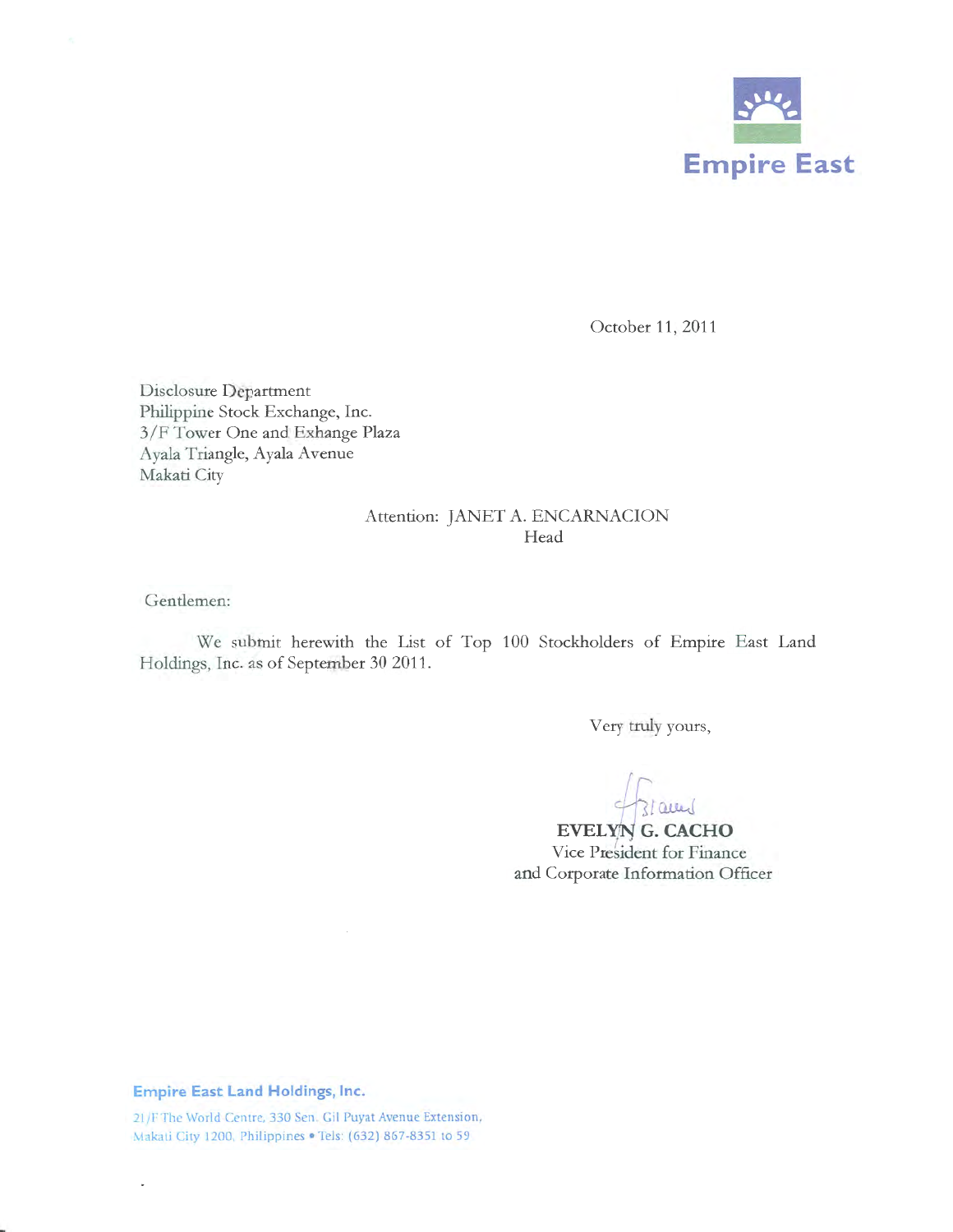**Empire East**

October 11, 2011

Disclosure Department
Philippine Stock Exchange, Inc.
3/F Tower One and Exhange Plaza
Ayala Triangle, Ayala Avenue
Makati City

Attention: JANET A. ENCARNACION
Head

Gentlemen:

We submit herewith the List of Top 100 Stockholders of Empire East Land Holdings, Inc. as of September 30 2011.

Very truly yours,

**EVELYN G. CACHO**
Vice President for Finance
and Corporate Information Officer

**Empire East Land Holdings, Inc.**
21/F The World Centre, 330 Sen. Gil Puyat Avenue Extension, Makati City 1200, Philippines • Tels: (632) 867-8351 to 59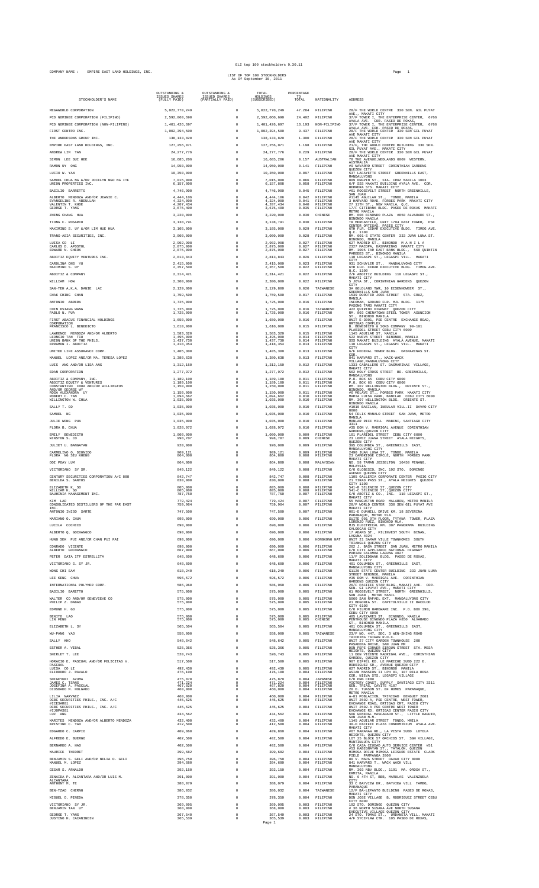ELI top 100 stockholders 9.30.11

COMPANY NAME : EMPIRE EAST LAND HOLDINGS, INC.

LIST OF TOP 100 STOCKHOLDERS
As Of September 30, 2011

| STOCKHOLDER'S NAME | OUTSTANDING & ISSUED SHARES (FULLY PAID) | OUTSTANDING & ISSUED SHARES (PARTIALLY PAID) | TOTAL HOLDINGS (SUBSCRIBED) | PERCENTAGE TO TOTAL | NATIONALITY | ADDRESS |
|---|---|---|---|---|---|---|
| MEGAWORLD CORPORATION | 5,022,770,249 | 0 | 5,022,770,249 | 47.284 | FILIPINO | 28/F THE WORLD CENTRE 330 SEN. GIL PUYAT AVE., MAKATI CITY |
| PCD NOMINEE CORPORATION (FILIPINO) | 2,592,060,690 | 0 | 2,592,060,690 | 24.402 | FILIPINO | 37/F TOWER I, THE ENTERPRISE CENTER, 6766 AYALA AVE. COR. PASEO DE ROXAS, |
| PCD NOMINEE CORPORATION (NON-FILIPINO) | 1,401,426,697 | 0 | 1,401,426,697 | 13.193 | NON-FILIPINO | 37/F TOWER I, THE ENTERPRISE CENTER, 6766 AYALA AVE. COR. PASEO DE ROXAS, |
| FIRST CENTRO INC. | 1,002,394,500 | 0 | 1,002,394,500 | 9.437 | FILIPINO | 28/F THE WORLD CENTER 330 SEN GIL PUYAT AVE MAKATI CITY |
| THE ANDRESONS GROUP INC. | 138,133,820 | 0 | 138,133,820 | 1.300 | FILIPINO | 28/F THE WORLD CENTER 330 SEN GIL PUYAT AVE MAKATI CITY |
| EMPIRE EAST LAND HOLDINGS, INC. | 127,256,071 | 0 | 127,256,071 | 1.198 | FILIPINO | 21/F, THE WORLD CENTRE BUILDING 330 SEN. GIL PUYAT AVE., MAKATI CITY |
| ANDREW LIM TAN | 24,277,776 | 0 | 24,277,776 | 0.229 | FILIPINO | 28/F THE WORLD CENTER 330 SEN GIL PUYAT AVE MAKATI CITY |
| SIMON LEE SUI HEE | 16,685,206 | 0 | 16,685,206 | 0.157 | AUSTRALIAN | 78 THE AVENUE;NEDLANDS 6009 WESTERN, AUSTRALIA |
| RAMON UY ONG | 14,950,000 | 0 | 14,950,000 | 0.141 | FILIPINO | #9 NAVARRO STREET CORINTHIAN GARDENS QUEZON CITY |
| LUCIO W. YAN | 10,350,000 | 0 | 10,350,000 | 0.097 | FILIPINO | 537 LAFAYETTE STREET GREENHILLS EAST, MANDALUYONG |
| SAMUEL CHUA NG &/OR JOCELYN NGO NG ITF | 7,015,000 | 0 | 7,015,000 | 0.066 | FILIPINO | 809 ONGPIN ST., STA. CRUZ MANILA 1003 |
| UNION PROPERTIES INC. | 6,157,808 | 0 | 6,157,808 | 0.058 | FILIPINO | 6/F SSS MAKATI BUILDING AYALA AVE. COR. HERRERA STS. MAKATI CITY |
| BASILIO BARRETTO | 4,746,900 | 0 | 4,746,900 | 0.045 | FILIPINO | #61 ROOSEVELT STREET NORTH GREENHILLS, SAN JUAN |
| ALBERTO MENDOZA AND/OR JEANIE C. | 4,444,106 | 0 | 4,444,106 | 0.042 | FILIPINO | #1145 AGUILAR ST., TONDO, MANILA |
| EVANGELINE R. ABDULLAH | 4,324,000 | 0 | 4,324,000 | 0.041 | FILIPINO | 3 HARVARD ROAD, FORBES PARK MAKATI CITY |
| VALENTIN T. KHOE | 4,207,434 | 0 | 4,207,434 | 0.040 | FILIPINO | 27 11TH ST., NEW MANILA, Q.C. |
| GEORGE T. YANG | 3,675,400 | 0 | 3,675,400 | 0.035 | FILIPINO | 17/F CITIBANK BLDG. PASEO DE ROXAS MAKATI METRO MANILA |
| ZHENG CHANG HUA | 3,220,000 | 0 | 3,220,000 | 0.030 | CHINESE | RM. 608 BINONDO PLAZA #850 ALVARADO ST., BINONDO MANILA |
| TIONG C. ROSARIO | 3,138,791 | 0 | 3,138,791 | 0.030 | FILIPINO | TR MERCANTILE, UNIT 1704 EAST TOWER, PSE CENTER ORTIGAS, PASIG CITY |
| MAXIMINO S. UY &/OR LIM HUE HUA | 3,105,000 | 0 | 3,105,000 | 0.029 | FILIPINO | 6TH FLR. CEDAR EXECUTIVE BLDG. TIMOG AVE. Q.C. 1100 |
| TRANS-ASIA SECURITIES, INC. | 3,000,000 | 0 | 3,000,000 | 0.028 | FILIPINO | RM. 601-S STATE CENTER 333 JUAN LUNA ST. BINONDO, MANILA |
| LUISA CO LI | 2,902,908 | 0 | 2,902,908 | 0.027 | FILIPINO | 627 MADRID ST., BINONDO MANILA |
| CARLOS D. APOSTOL | 2,875,000 | 0 | 2,875,000 | 0.027 | FILIPINO | 2327 MACOPA, DASMARINAS MAKATI CITY |
| EDWARD N. CHEOK | 2,875,000 | 0 | 2,875,000 | 0.027 | FILIPINO | RM. 1005 FAR EAST BANK BLDG., 560 QUINTIN PAREDES ST., BINONDO MANILA |
| ABOITIZ EQUITY VENTURES INC. | 2,813,843 | 0 | 2,813,843 | 0.026 | FILIPINO | 110 LEGASPI ST., LEGASPI VILL. MAKATI CITY |
| CAROLINA ONG YU | 2,415,000 | 0 | 2,415,000 | 0.023 | FILIPINO | 931 SCHUYLER ST., MANDALUYONG CITY |
| MAXIMINO S. UY | 2,357,500 | 0 | 2,357,500 | 0.022 | FILIPINO | 6TH FLR. CEDAR EXECUTIVE BLDG. TIMOG AVE. Q.C. 1100 |
| ABOITIZ & COMPANY | 2,314,421 | 0 | 2,314,421 | 0.022 | FILIPINO | 2/F ABOITIZ BUILDING 110 LEGASPI ST., MAKATI CITY |
| WILLIAM HOW | 2,300,000 | 0 | 2,300,000 | 0.022 | FILIPINO | 5 JOYA ST., CORINTHIAN GARDENS QUEZON CITY |
| SAN-TEH A.K.A. DANIE LAI | 2,129,000 | 0 | 2,129,000 | 0.020 | TAIWANESE | 3A GOLDLAND TWR, 10 EISENHOWER ST., GREENHILLS SAN JUAN |
| CHAK CHING CHAN | 1,759,500 | 0 | 1,759,500 | 0.017 | FILIPINO | 1539 DOROTEO JOSE STREET STA. CRUZ, MANILA |
| ANTONIO ABRERA | 1,725,000 | 0 | 1,725,000 | 0.016 | FILIPINO | INFOMAN, GROUND FLR. MJL BLDG. 1175 PASONG TAMO MAKATI CITY |
| CHIN HSIANG WANG | 1,725,000 | 0 | 1,725,000 | 0.016 | TAIWANESE | 422 QUIRINO HIGHWAY QUEZON CITY |
| PABLO N. PUA | 1,725,000 | 0 | 1,725,000 | 0.016 | FILIPINO | RM. 803 CHINATOWN STEEL TOWER ASUNCION ST., BINONDO MANILA |
| FIRST ABACUS FINANCIAL HOLDINGS CORPORATION | 1,650,000 | 0 | 1,650,000 | 0.016 | FILIPINO | UNIT E-3001, PSE CENTRE EXCHANGE ROAD, ORTIGAS COMPLEX |
| FRANCISCO L. BENEDICTO | 1,610,000 | 0 | 1,610,000 | 0.015 | FILIPINO | B. BENEDICTO & SONS COMPANY 99-101 PLARIDEL STREET CEBU CITY 6000 |
| LAWRENCE MENDOZA AND/OR ALBERTO | 1,583,320 | 0 | 1,583,320 | 0.015 | FILIPINO | 1145 AGUILAR ST. MANILA |
| LEONCIO TAN TIU | 1,495,000 | 0 | 1,495,000 | 0.014 | FILIPINO | 522 NUEVA STREET BINONDO, MANILA |
| UNION BANK OF THE PHILS. | 1,437,730 | 0 | 1,437,730 | 0.014 | FILIPINO | SSS MAKATI BUILDING AYALA AVENUE, MAKATI |
| ERRAMON I. ABOITIZ | 1,418,354 | 0 | 1,418,354 | 0.013 | FILIPINO | 110 LEGASPI ST., LEGASPI VILL. MAKATI CITY |
| UNITED LIFE ASSURANCE CORP. | 1,405,300 | 0 | 1,405,300 | 0.013 | FILIPINO | 6/F FEDERAL TOWER BLDG. DASMARINAS ST. COR. |
| MANUEL LOPEZ AND/OR MA. TERESA LOPEZ | 1,380,638 | 0 | 1,380,638 | 0.013 | FILIPINO | 841 HARVARD ST., WACK-WACK VILLAGE,MANDALUYONG CITY |
| LUIS ANG AND/OR LISA ANG | 1,312,150 | 0 | 1,312,150 | 0.012 | FILIPINO | 1331 CABALLERO ST. DASMARINAS VILLAGE, MAKATI CITY |
| EDAN CORPORATION | 1,277,972 | 0 | 1,277,972 | 0.012 | FILIPINO | 562 HOLY CROSS STREET BO. GREENHILLS, MANDALUYONG |
| ABOITIZ & COMPANY, INC. | 1,189,100 | 0 | 1,189,100 | 0.011 | FILIPINO | P.O. BOX 65 CEBU CITY 6000 |
| ABOITIZ EQUITY & VENTURES | 1,189,100 | 0 | 1,189,100 | 0.011 | FILIPINO | P.O. BOX 65 CEBU CITY 6000 |
| CONSTANTINO CHUA AND/OR WILLINGTON AND/OR GEORGE WY | 1,150,000 | 0 | 1,150,000 | 0.011 | FILIPINO | RM. 307 WELLINGTON BLDG., ORIENTE ST., BINONDO MANILA |
| ROSA ALEXANDRA UY | 1,150,000 | 0 | 1,150,000 | 0.011 | FILIPINO | #6 MOLAVE ST., FORBES PARK MAKATI CITY |
| ROBERT C. TAN | 1,094,662 | 0 | 1,094,662 | 0.010 | FILIPINO | MARIA LUISA PARK, BANILAD CEBU CITY 6000 |
| WILLINGTON W. CHUA | 1,035,000 | 0 | 1,035,000 | 0.010 | FILIPINO | RM. 307 WELLINGTON BLDG. ORIENTE ST., BINONDO MANILA |
| SALLY T. GO | 1,035,000 | 0 | 1,035,000 | 0.010 | FILIPINO | #1010 BASILAN, INSULAR VILL.II DAVAO CITY 8000 |
| SAMUEL NG | 1,035,000 | 0 | 1,035,000 | 0.010 | FILIPINO | 54 FELIX MANALO STREET SAN JUAN, METRO MANILA |
| JULIE WONG PUA | 1,035,000 | 0 | 1,035,000 | 0.010 | FILIPINO | MANLAR RICE MILL MABINI, SANTIAGO CITY 3311 |
| FLORA B. CHUA | 1,028,972 | 0 | 1,028,972 | 0.010 | FILIPINO | #35 DON V. MADRIGAL AVENUE CORINTHIAN GARDENS,QUEZON CITY |
| EMILY BENEDICTO | 1,000,000 | 0 | 1,000,000 | 0.009 | FILIPINO | 101 PLARIDEL STREET CEBU CITY 6000 |
| WINSTON S. CO | 990,707 | 0 | 990,707 | 0.009 | CHINESE | 23 LOPEZ JUANA STREET AYALA HEIGHTS, QUEZON CITY |
| JULIET U. BANGAYAN | 920,000 | 0 | 920,000 | 0.009 | FILIPINO | 395 COLUMBIA ST., GREENHILLS EAST, MANDALUYONG CITY |
| CARMELINO O. DIONIDO | 909,121 | 0 | 909,121 | 0.009 | FILIPINO | 2490 JUAN LUNA ST., TONDO, MANILA |
| FLORA NG SIU KHENG | 864,000 | 0 | 864,000 | 0.008 | FILIPINO | 23 CAMBRIDGE CIRCLE, NORTH FORBES PARK MAKATI CITY |
| OOI POAY LUM | 864,000 | 0 | 864,000 | 0.008 | MALAYSIAN | NO. 58 TAMAN JESSELTON 10450 PENANG, MALAYSIA |
| VICTORIANO SY SR. | 849,122 | 0 | 849,122 | 0.008 | FILIPINO | C/O GLOBESCO, INC. 192 STO. DOMINGO AVENUE QUEZON CITY |
| CENTURY SECURITIES CORPORATION A/C 888 | 842,747 | 0 | 842,747 | 0.008 | FILIPINO | 1105 GALLERIA CORPORATE CENTER PASIG CITY |
| BENILDA S. SANTOS | 830,000 | 0 | 830,000 | 0.008 | FILIPINO | 21 TIRAD PASS ST., AYALA HEIGHTS QUEZON CITY 1100 |
| ELIZABETH K. SO | 805,000 | 0 | 805,000 | 0.008 | FILIPINO | 541-B SILENCIO ST.,QUEZON CITY |
| WILLIAM K. SO | 805,000 | 0 | 805,000 | 0.008 | FILIPINO | 541-C SILENCIO ST.,QUEZON CITY |
| BAUHINIA MANAGEMENT INC. | 787,750 | 0 | 787,750 | 0.007 | FILIPINO | C/O ABOITIZ & CO., INC. 110 LEGASPI ST., MAKATI CITY |
| KIM LAO | 779,424 | 0 | 779,424 | 0.007 | FILIPINO | 55 MANGUSTAN ROAD MALABON, METRO MANILA |
| CONSOLIDATED DISTILLERS OF THE FAR EAST INC. | 759,964 | 0 | 759,964 | 0.007 | FILIPINO | 28/F WORLD CENTER 330 SEN GIL PUYAT AVE MAKATI CITY |
| ANTONIO INIGO SARTE | 747,500 | 0 | 747,500 | 0.007 | FILIPINO | 801-D DUNHILL DRIVE KM. 18 SEVERINA PARANAQUE, METRO MLA. |
| MARIANO O. CHUA | 690,000 | 0 | 690,000 | 0.006 | FILIPINO | SUITE 601 6TH FLOOR, TYTANA TOWER, PLAZA LORENZO RUIZ, BINONDO MLA. |
| LUCILA COCHICO | 690,000 | 0 | 690,000 | 0.006 | FILIPINO | MJS ELECTRICAL RM. 307 PANORAMA BUILDING CALOOCAN CITY |
| ALBERTO Q. GOCHANGCO | 690,000 | 0 | 690,000 | 0.006 | FILIPINO | 17 ADAMS ST., FILINVEST SOUTH BINAN, LAGUNA 4024 |
| HUNG SEK FUI AND/OR CHAN PUI FAI | 690,000 | 0 | 690,000 | 0.006 | HONGKONG NAT | UNIT 21 SAMAR VILLE TOWNHOMES SOUTH TRIANGLE,QUEZON CITY |
| CONRADO VICENTE | 690,000 | 0 | 690,000 | 0.006 | FILIPINO | 202 J. BASA STREET SAN JUAN, METRO MANILA |
| ALBERTO GOCHANGCO | 667,000 | 0 | 667,000 | 0.006 | FILIPINO | C/O CITI APPLIANCE NATIONAL HIGHWAY PARIAN CALAMBA LAGUNA 4027 |
| PETER DATA ITF ESTRELLITA | 648,600 | 0 | 648,600 | 0.006 | FILIPINO | 11/F SOLIDBANK BLDG. PASEO DE ROXAS, MAKATI CITY |
| VICTORIANO G. SY JR. | 648,600 | 0 | 648,600 | 0.006 | FILIPINO | 401 COLUMBIA ST., GREENHILLS EAST, MANDALUYONG CITY |
| WONG CHI SAM | 618,240 | 0 | 618,240 | 0.006 | FILIPINO | S1120 STATE CENTER BUILDING 333 JUAN LUNA STREET BINONDO, MANILA |
| LEE KENG CHUA | 596,572 | 0 | 596,572 | 0.006 | FILIPINO | #35 DON V. MADRIGAL AVE. CORINTHIAN GARDENS QUEZON CITY |
| INTERNATIONAL POLYMER CORP. | 586,960 | 0 | 586,960 | 0.006 | FILIPINO | 29/F PACIFIC STAR BLDG.,MAKATI AVE. COR. SEN. GIL J.PUYAT AVE., MAKATI CITY |
| BASILIO BARETTO | 575,000 | 0 | 575,000 | 0.005 | FILIPINO | 61 ROOSEVELT STREET, NORTH GREENHILLS, SAN JUAN , METRO MANIL |
| WALTER CO AND/OR GENEVIEVE CO | 575,000 | 0 | 575,000 | 0.005 | FILIPINO | 5060 SAN RAFAEL EXT. MANDALUYONG CITY |
| PHILIP Z. DABAO | 575,000 | 0 | 575,000 | 0.005 | FILIPINO | #1 BEGONIA ST. CAPITOLVILLE II BACOLOD CITY 6100 |
| EDMUND H. GO | 575,000 | 0 | 575,000 | 0.005 | FILIPINO | C/O FILMON HARDWARE INC. P.O. BOX 390, CEBU CITY 6000 |
| BENITO LAO | 575,000 | 0 | 575,000 | 0.005 | FILIPINO | 485 LAVEZARES ST. BINONDO, MANILA |
| LIN FENG | 575,000 | 0 | 575,000 | 0.005 | CHINESE | PENTHOUSE BINONDO PLAZA #850 ALVARADO ST., BINONDO MANILA |
| ELIZABETH L. SY | 565,504 | 0 | 565,504 | 0.005 | FILIPINO | 401 COLUMBIA ST., GREENHILLS EAST, MANDALUYONG CITY |
| WU-PANG YAO | 558,000 | 0 | 558,000 | 0.005 | TAIWANESE | 23/F NO. 447, SEC. 3 WEN-SHING ROAD TAICHING TAIWAN R.O.C. |
| SALLY KHO | 548,642 | 0 | 548,642 | 0.005 | FILIPINO | UNIT 27 CITY GARDEN TOWNHOUSE 208 PASADENA DRIVE, SAN JUAN MM |
| ESTHER A. VIBAL | 525,366 | 0 | 525,366 | 0.005 | FILIPINO | DON PEPE CORNER SIROUN STREET STA. MESA HEIGHTS, QUEZON CITY |
| SHIRLEY T. LEE | 520,743 | 0 | 520,743 | 0.005 | FILIPINO | 11 DON VICENTE MADRIGAL AVE., CORINTHIAN GARDEN, QUEZON CITY |
| HORACIO E. PASCUAL AND/OR FELICITAS V. PASCUAL | 517,500 | 0 | 517,500 | 0.005 | FILIPINO | 907 EIFFEL RD. LE MARICHE SUBD 222 E. RODRIGUEZ SR., AVENUE QUEZON CITY |
| LUISA CO LI | 492,430 | 0 | 492,430 | 0.005 | FILIPINO | 627 MADRID ST., BINONDO MANILA |
| ELIODORO J. RAVALO | 476,100 | 0 | 476,100 | 0.004 | FILIPINO | ASIAN MANSION II LPH 01, 107 DELA ROSA COR. NIEVA STS. LEGASPI VILLAGE |
| SHIGEYUKI AZUMA | 475,870 | 0 | 475,870 | 0.004 | JAPANESE | C/O PNB CEBU |
| JAMES C. TSANG | 471,224 | 0 | 471,224 | 0.004 | FILIPINO | VICTORY CONST. SUPPLY SANTIAGO CITY 3311 |
| JOSEFINA A. PASCUAL | 467,820 | 0 | 467,820 | 0.004 | FILIPINO | GEN. TRIAS, CAVITE 4107 |
| DIOSDADO M. HOLGADO | 460,000 | 0 | 460,000 | 0.004 | FILIPINO | 20 D. TUASON ST. BF HOMES PARANAQUE, METRO MANILA |
| LILIA NARVAEZ | 460,000 | 0 | 460,000 | 0.004 | FILIPINO | A-81 POBLACION, TRINIDAD BENGUET 2601 |
| DBDC SECURITIES PHILS., INC. A/C #ICESAR01 | 445,625 | 0 | 445,625 | 0.004 | FILIPINO | UNIT 2502-A PSE CENTRE, WEST TOWER, EXCHANGE ROAD, ORTIGAS CRT, PASIG CITY |
| DBDC SECURITIES PHILS., INC. A/C #FJOPAS01 | 445,625 | 0 | 445,625 | 0.004 | FILIPINO | UNIT 2502-A PSE CENTRE WEST TOWER EXCHANGE RD. ORTIGAS CENTER PASIG CITY |
| LUZ ANG | 434,562 | 0 | 434,562 | 0.004 | FILIPINO | 506 GENERAL MASCARADO ST., LITTLE BAGUIO, SAN JUAN M.M. |
| MARITES MENDOZA AND/OR ALBERTO MENDOZA | 432,400 | 0 | 432,400 | 0.004 | FILIPINO | 1145 AGUILAR STREET TONDO, MNILA |
| KRISTINE C. YAO | 412,500 | 0 | 412,500 | 0.004 | FILIPINO | 30-D PACIFIC PLAZA CONDOMINIUM AYALA AVE. MAKATI CITY |
| EDGARDO C. CARPIO | 409,860 | 0 | 409,860 | 0.004 | FILIPINO | #67 MARANAW RD., LA VISTA SUBD LOYOLA HEIGHTS, QUEZON CITY |
| ALFREDO E. BUERGO | 402,500 | 0 | 402,500 | 0.004 | FILIPINO | LOT 25 BLOCK 57 ORCHIDS ST. SGH VILLAGE, MUNTINLUPA CITY |
| BERNARDO A. HAO | 402,500 | 0 | 402,500 | 0.004 | FILIPINO | C/O CASA CIUDAD AUTO SERVICE CENTER #51 #53 KABIGNAYAN ST., TATALON, QUEZON |
| MAURICE THEORET | 399,602 | 0 | 399,602 | 0.004 | FILIPINO | MIMOSA DRIVE MIMOSA LEISURE ESTATE CLARK FIELD PAMPANGA 2009 |
| BENJAMIN S. GELI AND/OR NELIA O. GELI | 396,750 | 0 | 396,750 | 0.004 | FILIPINO | 80 V. MAPA STREET DAVAO CITY 8000 |
| MANUEL M. LOPEZ | 394,680 | 0 | 394,680 | 0.004 | FILIPINO | 841 HARVARD ST., WACK WACK VILL MANDALUYONG |
| CESAR S. ARNALDO | 392,150 | 0 | 392,150 | 0.004 | FILIPINO | RM. 303 NBV BLDG., 1191 MA. OROSA ST., ERMITA, MANILA |
| ZENAIDA P. ALCANTARA AND/OR LUIS M. ALCANTARA | 391,000 | 0 | 391,000 | 0.004 | FILIPINO | NO. 6 4TH ST, BBB, MARULAS VALENZUELA CITY |
| ANTHONY M. TE | 388,079 | 0 | 388,079 | 0.004 | FILIPINO | 33 C BAYVIEW DR., BAYVIEW VILL TAMBO, PARANAQUE |
| BEN-TZAO CHERNG | 386,032 | 0 | 386,032 | 0.004 | TAIWANESE | 12/F BA-LEPANTO BUILDING PASEO DE ROXAS, MAKATI CITY |
| MIGUEL O. PINEDA | 378,350 | 0 | 378,350 | 0.004 | FILIPINO | DON JOSE VILLAGE B. RODRIGUEZ STREET CEBU CITY 6000 |
| VICTORIANO SY JR. | 369,095 | 0 | 369,095 | 0.003 | FILIPINO | 192 STO. DOMINGO QUEZON CITY |
| BENJAMIN TAN UY | 368,000 | 0 | 368,000 | 0.003 | FILIPINO | # 36 NORTH SUSANA AVE NORTH SUSANA EXECUTIVE VILLAGE QUEZON CITY |
| GEORGE T. YANG | 367,540 | 0 | 367,540 | 0.003 | FILIPINO | 24 STO. TOMAS ST., URDANETA VILL. MAKATI |
| JUSTINO H. CACANINDIN | 365,539 | 0 | 365,539 | 0.003 | FILIPINO | 4/F SYCIPLAW CTR. 105 PASEO DE ROXAS, |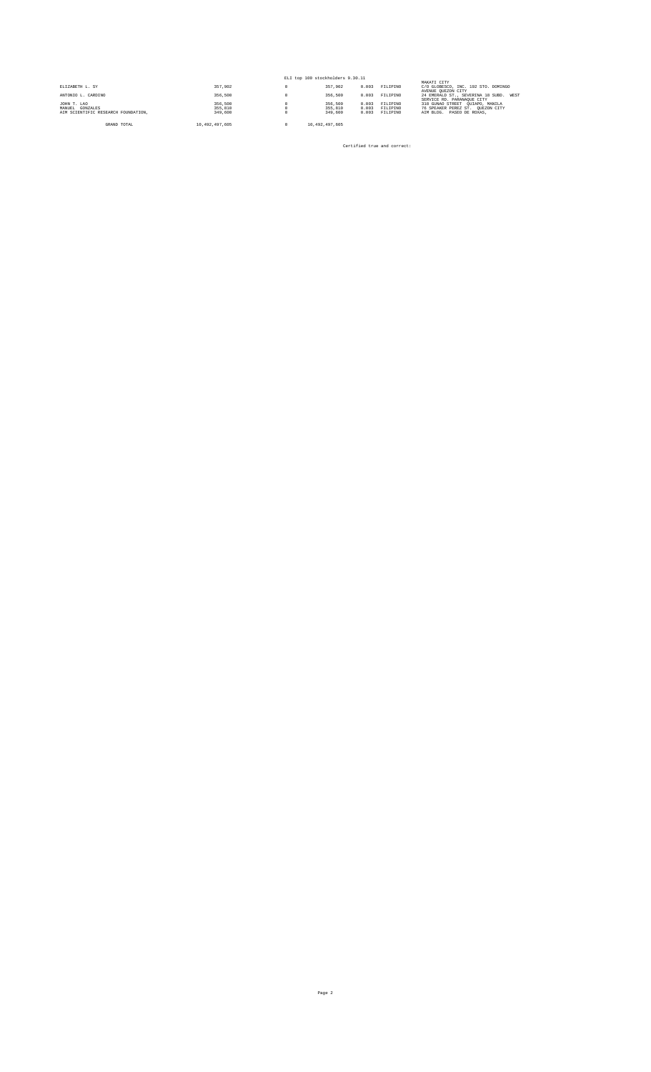ELI top 100 stockholders 9.30.11

| | | | | | | |
|---|---|---|---|---|---|---|
| | | | | | | MAKATI CITY |
| ELIZABETH L. SY | 357,902 | 0 | 357,902 | 0.003 | FILIPINO | C/O GLOBESCO, INC. 192 STO. DOMINGO AVENUE QUEZON CITY |
| ANTONIO L. CARDINO | 356,500 | 0 | 356,500 | 0.003 | FILIPINO | 24 EMERALD ST., SEVERINA 18 SUBD. WEST SERVICE RD. PARANAQUE CITY |
| JOHN T. LAO | 356,500 | 0 | 356,500 | 0.003 | FILIPINO | 318 GUNAO STREET QUIAPO, MANILA |
| MANUEL GONZALES | 355,810 | 0 | 355,810 | 0.003 | FILIPINO | 76 SPEAKER PEREZ ST. QUEZON CITY |
| AIM SCIENTIFIC RESEARCH FOUNDATION, | 349,600 | 0 | 349,600 | 0.003 | FILIPINO | AIM BLDG. PASEO DE ROXAS, |
| GRAND TOTAL | 10,492,497,605 | 0 | 10,492,497,605 | | | |

Certified true and correct: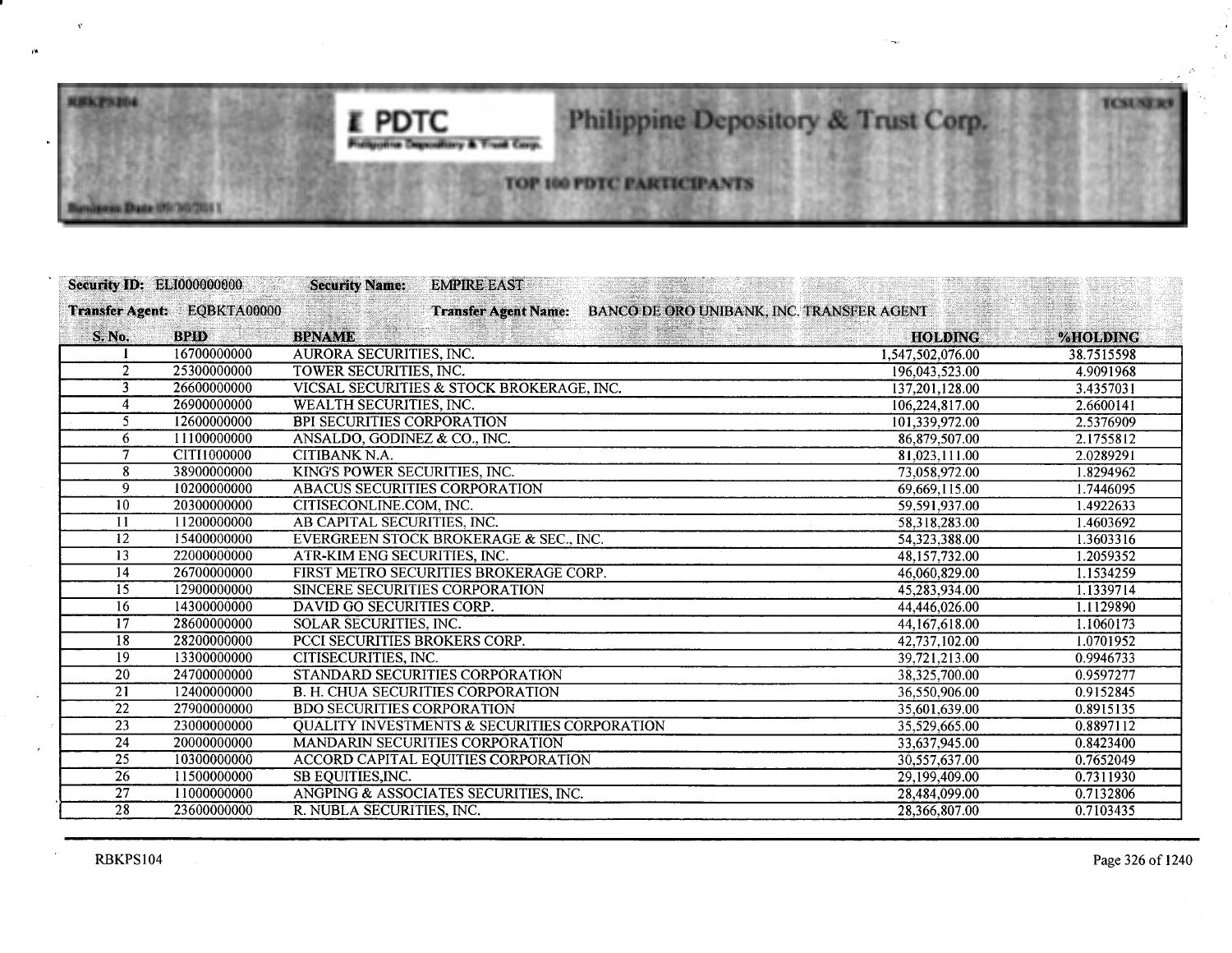# Philippine Depository & Trust Corp.

## TOP 100 PDTC PARTICIPANTS

Business Date 09/30/2011

**Security ID:** ELI000000000 **Security Name:** EMPIRE EAST

**Transfer Agent:** EQBKTA00000 **Transfer Agent Name:** BANCO DE ORO UNIBANK, INC. TRANSFER AGENT

| S. No. | BPID | BPNAME | HOLDING | %HOLDING |
|---|---|---|---|---|
| 1 | 16700000000 | AURORA SECURITIES, INC. | 1,547,502,076.00 | 38.7515598 |
| 2 | 25300000000 | TOWER SECURITIES, INC. | 196,043,523.00 | 4.9091968 |
| 3 | 26600000000 | VICSAL SECURITIES & STOCK BROKERAGE, INC. | 137,201,128.00 | 3.4357031 |
| 4 | 26900000000 | WEALTH SECURITIES, INC. | 106,224,817.00 | 2.6600141 |
| 5 | 12600000000 | BPI SECURITIES CORPORATION | 101,339,972.00 | 2.5376909 |
| 6 | 11100000000 | ANSALDO, GODINEZ & CO., INC. | 86,879,507.00 | 2.1755812 |
| 7 | CITI1000000 | CITIBANK N.A. | 81,023,111.00 | 2.0289291 |
| 8 | 38900000000 | KING'S POWER SECURITIES, INC. | 73,058,972.00 | 1.8294962 |
| 9 | 10200000000 | ABACUS SECURITIES CORPORATION | 69,669,115.00 | 1.7446095 |
| 10 | 20300000000 | CITISECONLINE.COM, INC. | 59,591,937.00 | 1.4922633 |
| 11 | 11200000000 | AB CAPITAL SECURITIES, INC. | 58,318,283.00 | 1.4603692 |
| 12 | 15400000000 | EVERGREEN STOCK BROKERAGE & SEC., INC. | 54,323,388.00 | 1.3603316 |
| 13 | 22000000000 | ATR-KIM ENG SECURITIES, INC. | 48,157,732.00 | 1.2059352 |
| 14 | 26700000000 | FIRST METRO SECURITIES BROKERAGE CORP. | 46,060,829.00 | 1.1534259 |
| 15 | 12900000000 | SINCERE SECURITIES CORPORATION | 45,283,934.00 | 1.1339714 |
| 16 | 14300000000 | DAVID GO SECURITIES CORP. | 44,446,026.00 | 1.1129890 |
| 17 | 28600000000 | SOLAR SECURITIES, INC. | 44,167,618.00 | 1.1060173 |
| 18 | 28200000000 | PCCI SECURITIES BROKERS CORP. | 42,737,102.00 | 1.0701952 |
| 19 | 13300000000 | CITISECURITIES, INC. | 39,721,213.00 | 0.9946733 |
| 20 | 24700000000 | STANDARD SECURITIES CORPORATION | 38,325,700.00 | 0.9597277 |
| 21 | 12400000000 | B. H. CHUA SECURITIES CORPORATION | 36,550,906.00 | 0.9152845 |
| 22 | 27900000000 | BDO SECURITIES CORPORATION | 35,601,639.00 | 0.8915135 |
| 23 | 23000000000 | QUALITY INVESTMENTS & SECURITIES CORPORATION | 35,529,665.00 | 0.8897112 |
| 24 | 20000000000 | MANDARIN SECURITIES CORPORATION | 33,637,945.00 | 0.8423400 |
| 25 | 10300000000 | ACCORD CAPITAL EQUITIES CORPORATION | 30,557,637.00 | 0.7652049 |
| 26 | 11500000000 | SB EQUITIES,INC. | 29,199,409.00 | 0.7311930 |
| 27 | 11000000000 | ANGPING & ASSOCIATES SECURITIES, INC. | 28,484,099.00 | 0.7132806 |
| 28 | 23600000000 | R. NUBLA SECURITIES, INC. | 28,366,807.00 | 0.7103435 |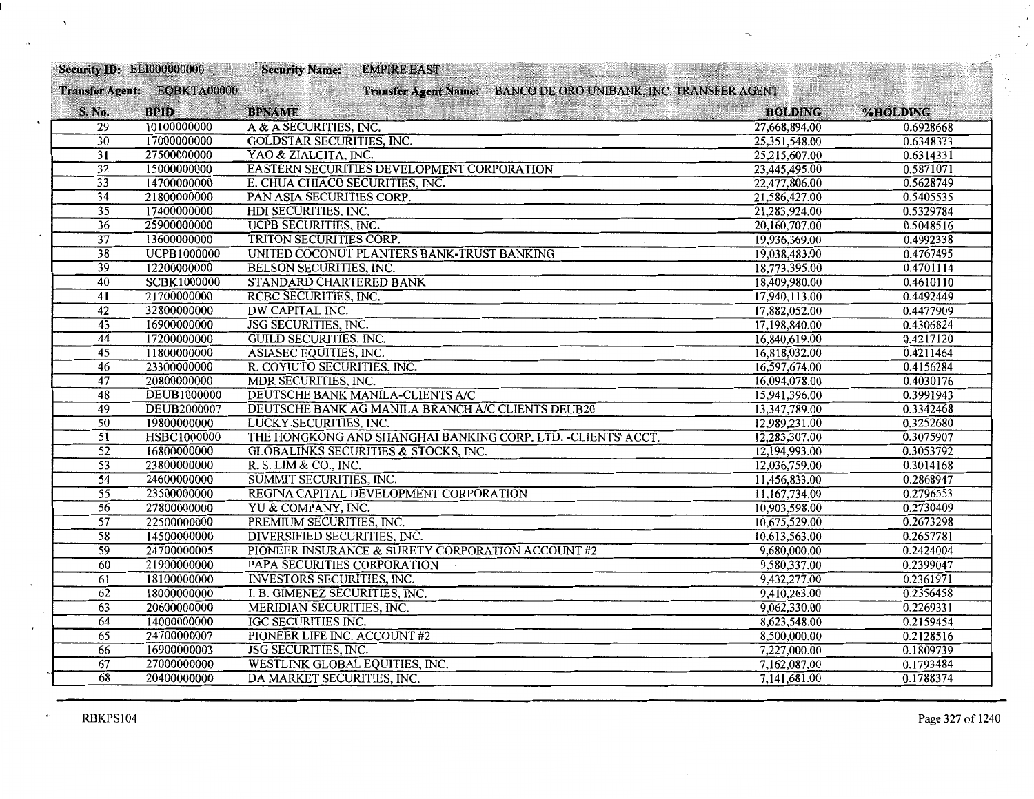**Security ID:** ELI000000000 **Security Name:** EMPIRE EAST

**Transfer Agent:** EQBKTA00000 **Transfer Agent Name:** BANCO DE ORO UNIBANK, INC. TRANSFER AGENT

| S. No. | BPID | BPNAME | HOLDING | %HOLDING |
|---|---|---|---|---|
| 29 | 10100000000 | A & A SECURITIES, INC. | 27,668,894.00 | 0.6928668 |
| 30 | 17000000000 | GOLDSTAR SECURITIES, INC. | 25,351,548.00 | 0.6348373 |
| 31 | 27500000000 | YAO & ZIALCITA, INC. | 25,215,607.00 | 0.6314331 |
| 32 | 15000000000 | EASTERN SECURITIES DEVELOPMENT CORPORATION | 23,445,495.00 | 0.5871071 |
| 33 | 14700000000 | E. CHUA CHIACO SECURITIES, INC. | 22,477,806.00 | 0.5628749 |
| 34 | 21800000000 | PAN ASIA SECURITIES CORP. | 21,586,427.00 | 0.5405535 |
| 35 | 17400000000 | HDI SECURITIES, INC. | 21,283,924.00 | 0.5329784 |
| 36 | 25900000000 | UCPB SECURITIES, INC. | 20,160,707.00 | 0.5048516 |
| 37 | 13600000000 | TRITON SECURITIES CORP. | 19,936,369.00 | 0.4992338 |
| 38 | UCPB1000000 | UNITED COCONUT PLANTERS BANK-TRUST BANKING | 19,038,483.00 | 0.4767495 |
| 39 | 12200000000 | BELSON SECURITIES, INC. | 18,773,395.00 | 0.4701114 |
| 40 | SCBK1000000 | STANDARD CHARTERED BANK | 18,409,980.00 | 0.4610110 |
| 41 | 21700000000 | RCBC SECURITIES, INC. | 17,940,113.00 | 0.4492449 |
| 42 | 32800000000 | DW CAPITAL INC. | 17,882,052.00 | 0.4477909 |
| 43 | 16900000000 | JSG SECURITIES, INC. | 17,198,840.00 | 0.4306824 |
| 44 | 17200000000 | GUILD SECURITIES, INC. | 16,840,619.00 | 0.4217120 |
| 45 | 11800000000 | ASIASEC EQUITIES, INC. | 16,818,032.00 | 0.4211464 |
| 46 | 23300000000 | R. COYIUTO SECURITIES, INC. | 16,597,674.00 | 0.4156284 |
| 47 | 20800000000 | MDR SECURITIES, INC. | 16,094,078.00 | 0.4030176 |
| 48 | DEUB1000000 | DEUTSCHE BANK MANILA-CLIENTS A/C | 15,941,396.00 | 0.3991943 |
| 49 | DEUB2000007 | DEUTSCHE BANK AG MANILA BRANCH A/C CLIENTS DEUB20 | 13,347,789.00 | 0.3342468 |
| 50 | 19800000000 | LUCKY SECURITIES, INC. | 12,989,231.00 | 0.3252680 |
| 51 | HSBC1000000 | THE HONGKONG AND SHANGHAI BANKING CORP. LTD. -CLIENTS' ACCT. | 12,283,307.00 | 0.3075907 |
| 52 | 16800000000 | GLOBALINKS SECURITIES & STOCKS, INC. | 12,194,993.00 | 0.3053792 |
| 53 | 23800000000 | R. S. LIM & CO., INC. | 12,036,759.00 | 0.3014168 |
| 54 | 24600000000 | SUMMIT SECURITIES, INC. | 11,456,833.00 | 0.2868947 |
| 55 | 23500000000 | REGINA CAPITAL DEVELOPMENT CORPORATION | 11,167,734.00 | 0.2796553 |
| 56 | 27800000000 | YU & COMPANY, INC. | 10,903,598.00 | 0.2730409 |
| 57 | 22500000000 | PREMIUM SECURITIES, INC. | 10,675,529.00 | 0.2673298 |
| 58 | 14500000000 | DIVERSIFIED SECURITIES, INC. | 10,613,563.00 | 0.2657781 |
| 59 | 24700000005 | PIONEER INSURANCE & SURETY CORPORATION ACCOUNT #2 | 9,680,000.00 | 0.2424004 |
| 60 | 21900000000 | PAPA SECURITIES CORPORATION | 9,580,337.00 | 0.2399047 |
| 61 | 18100000000 | INVESTORS SECURITIES, INC, | 9,432,277.00 | 0.2361971 |
| 62 | 18000000000 | I. B. GIMENEZ SECURITIES, INC. | 9,410,263.00 | 0.2356458 |
| 63 | 20600000000 | MERIDIAN SECURITIES, INC. | 9,062,330.00 | 0.2269331 |
| 64 | 14000000000 | IGC SECURITIES INC. | 8,623,548.00 | 0.2159454 |
| 65 | 24700000007 | PIONEER LIFE INC. ACCOUNT #2 | 8,500,000.00 | 0.2128516 |
| 66 | 16900000003 | JSG SECURITIES, INC. | 7,227,000.00 | 0.1809739 |
| 67 | 27000000000 | WESTLINK GLOBAL EQUITIES, INC. | 7,162,087.00 | 0.1793484 |
| 68 | 20400000000 | DA MARKET SECURITIES, INC. | 7,141,681.00 | 0.1788374 |

RBKPS104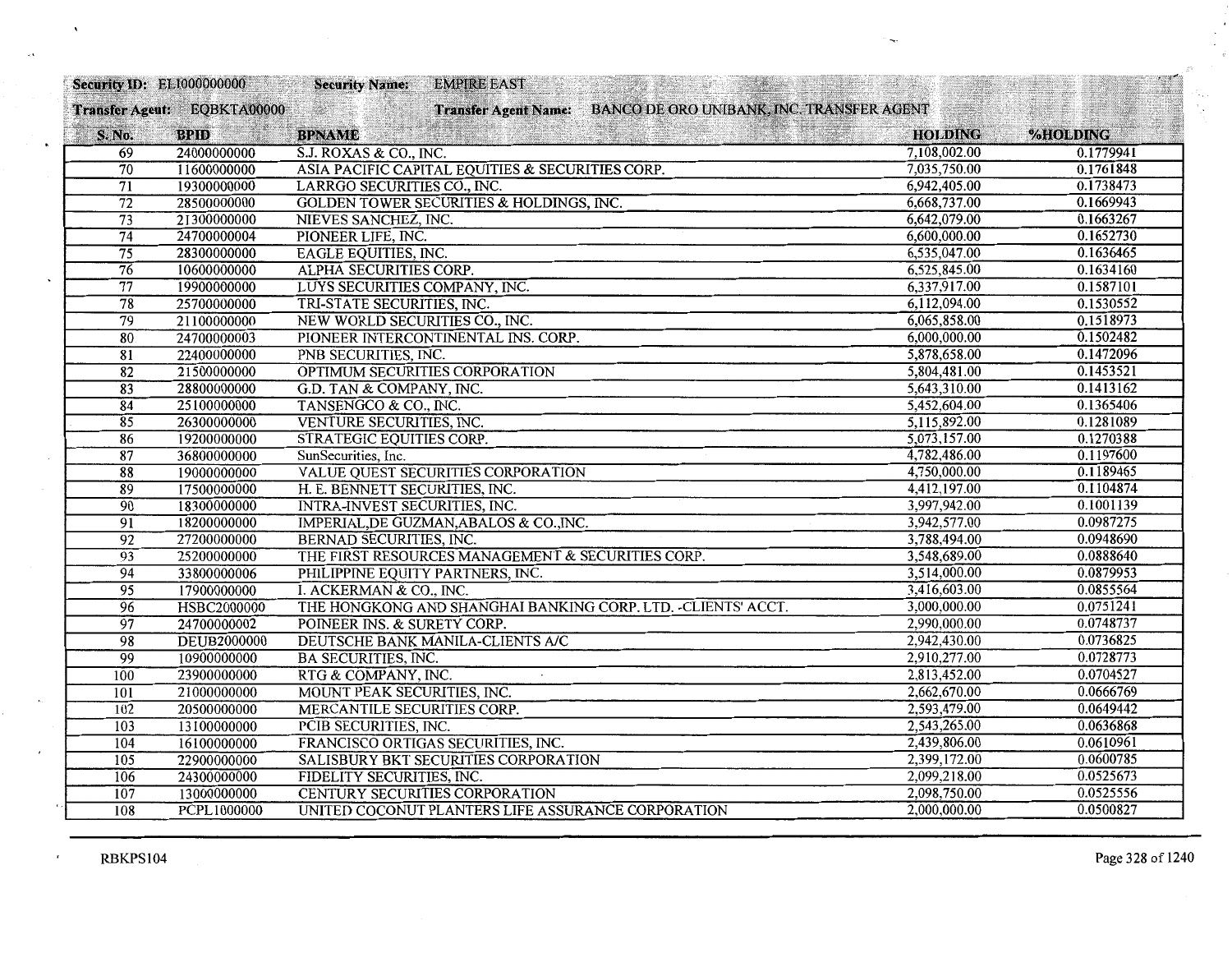**Security ID:** ELI000000000 **Security Name:** EMPIRE EAST

**Transfer Agent:** EQBKTA00000 **Transfer Agent Name:** BANCO DE ORO UNIBANK, INC. TRANSFER AGENT

| S. No. | BPID | BPNAME | HOLDING | %HOLDING |
|---|---|---|---|---|
| 69 | 24000000000 | S.J. ROXAS & CO., INC. | 7,108,002.00 | 0.1779941 |
| 70 | 11600000000 | ASIA PACIFIC CAPITAL EQUITIES & SECURITIES CORP. | 7,035,750.00 | 0.1761848 |
| 71 | 19300000000 | LARRGO SECURITIES CO., INC. | 6,942,405.00 | 0.1738473 |
| 72 | 28500000000 | GOLDEN TOWER SECURITIES & HOLDINGS, INC. | 6,668,737.00 | 0.1669943 |
| 73 | 21300000000 | NIEVES SANCHEZ, INC. | 6,642,079.00 | 0.1663267 |
| 74 | 24700000004 | PIONEER LIFE, INC. | 6,600,000.00 | 0.1652730 |
| 75 | 28300000000 | EAGLE EQUITIES, INC. | 6,535,047.00 | 0.1636465 |
| 76 | 10600000000 | ALPHA SECURITIES CORP. | 6,525,845.00 | 0.1634160 |
| 77 | 19900000000 | LUYS SECURITIES COMPANY, INC. | 6,337,917.00 | 0.1587101 |
| 78 | 25700000000 | TRI-STATE SECURITIES, INC. | 6,112,094.00 | 0.1530552 |
| 79 | 21100000000 | NEW WORLD SECURITIES CO., INC. | 6,065,858.00 | 0.1518973 |
| 80 | 24700000003 | PIONEER INTERCONTINENTAL INS. CORP. | 6,000,000.00 | 0.1502482 |
| 81 | 22400000000 | PNB SECURITIES, INC. | 5,878,658.00 | 0.1472096 |
| 82 | 21500000000 | OPTIMUM SECURITIES CORPORATION | 5,804,481.00 | 0.1453521 |
| 83 | 28800000000 | G.D. TAN & COMPANY, INC. | 5,643,310.00 | 0.1413162 |
| 84 | 25100000000 | TANSENGCO & CO., INC. | 5,452,604.00 | 0.1365406 |
| 85 | 26300000000 | VENTURE SECURITIES, INC. | 5,115,892.00 | 0.1281089 |
| 86 | 19200000000 | STRATEGIC EQUITIES CORP. | 5,073,157.00 | 0.1270388 |
| 87 | 36800000000 | SunSecurities, Inc. | 4,782,486.00 | 0.1197600 |
| 88 | 19000000000 | VALUE QUEST SECURITIES CORPORATION | 4,750,000.00 | 0.1189465 |
| 89 | 17500000000 | H. E. BENNETT SECURITIES, INC. | 4,412,197.00 | 0.1104874 |
| 90 | 18300000000 | INTRA-INVEST SECURITIES, INC. | 3,997,942.00 | 0.1001139 |
| 91 | 18200000000 | IMPERIAL,DE GUZMAN,ABALOS & CO.,INC. | 3,942,577.00 | 0.0987275 |
| 92 | 27200000000 | BERNAD SECURITIES, INC. | 3,788,494.00 | 0.0948690 |
| 93 | 25200000000 | THE FIRST RESOURCES MANAGEMENT & SECURITIES CORP. | 3,548,689.00 | 0.0888640 |
| 94 | 33800000006 | PHILIPPINE EQUITY PARTNERS, INC. | 3,514,000.00 | 0.0879953 |
| 95 | 17900000000 | I. ACKERMAN & CO., INC. | 3,416,603.00 | 0.0855564 |
| 96 | HSBC2000000 | THE HONGKONG AND SHANGHAI BANKING CORP. LTD. -CLIENTS' ACCT. | 3,000,000.00 | 0.0751241 |
| 97 | 24700000002 | POINEER INS. & SURETY CORP. | 2,990,000.00 | 0.0748737 |
| 98 | DEUB2000000 | DEUTSCHE BANK MANILA-CLIENTS A/C | 2,942,430.00 | 0.0736825 |
| 99 | 10900000000 | BA SECURITIES, INC. | 2,910,277.00 | 0.0728773 |
| 100 | 23900000000 | RTG & COMPANY, INC. | 2,813,452.00 | 0.0704527 |
| 101 | 21000000000 | MOUNT PEAK SECURITIES, INC. | 2,662,670.00 | 0.0666769 |
| 102 | 20500000000 | MERCANTILE SECURITIES CORP. | 2,593,479.00 | 0.0649442 |
| 103 | 13100000000 | PCIB SECURITIES, INC. | 2,543,265.00 | 0.0636868 |
| 104 | 16100000000 | FRANCISCO ORTIGAS SECURITIES, INC. | 2,439,806.00 | 0.0610961 |
| 105 | 22900000000 | SALISBURY BKT SECURITIES CORPORATION | 2,399,172.00 | 0.0600785 |
| 106 | 24300000000 | FIDELITY SECURITIES, INC. | 2,099,218.00 | 0.0525673 |
| 107 | 13000000000 | CENTURY SECURITIES CORPORATION | 2,098,750.00 | 0.0525556 |
| 108 | PCPL1000000 | UNITED COCONUT PLANTERS LIFE ASSURANCE CORPORATION | 2,000,000.00 | 0.0500827 |

RBKPS104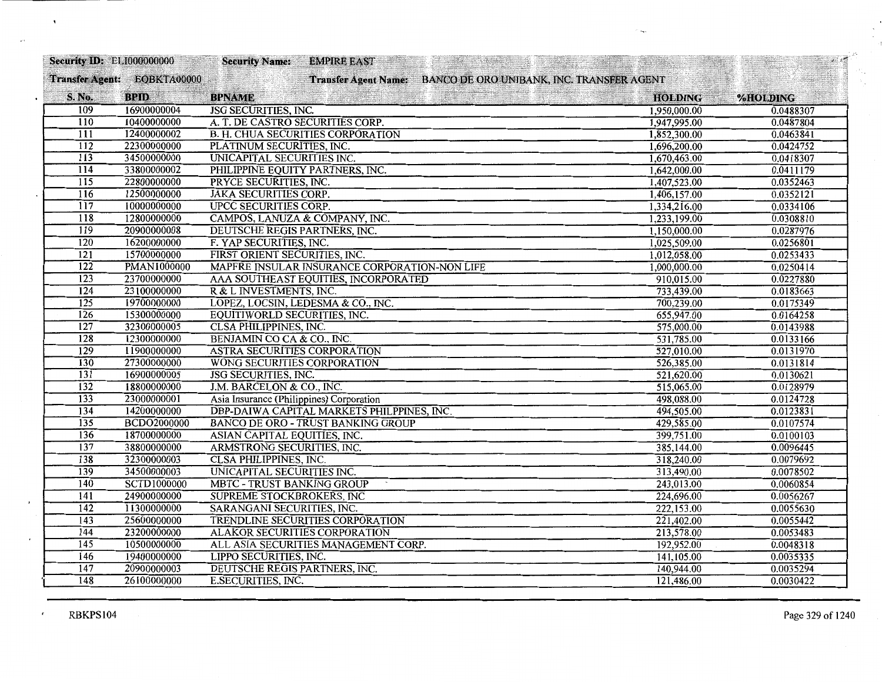**Security ID:** ELI000000000 **Security Name:** EMPIRE EAST

**Transfer Agent:** EQBKTA00000 **Transfer Agent Name:** BANCO DE ORO UNIBANK, INC. TRANSFER AGENT

| S. No. | BPID | BPNAME | HOLDING | %HOLDING |
|---|---|---|---|---|
| 109 | 16900000004 | JSG SECURITIES, INC. | 1,950,000.00 | 0.0488307 |
| 110 | 10400000000 | A. T. DE CASTRO SECURITIES CORP. | 1,947,995.00 | 0.0487804 |
| 111 | 12400000002 | B. H. CHUA SECURITIES CORPORATION | 1,852,300.00 | 0.0463841 |
| 112 | 22300000000 | PLATINUM SECURITIES, INC. | 1,696,200.00 | 0.0424752 |
| 113 | 34500000000 | UNICAPITAL SECURITIES INC. | 1,670,463.00 | 0.0418307 |
| 114 | 33800000002 | PHILIPPINE EQUITY PARTNERS, INC. | 1,642,000.00 | 0.0411179 |
| 115 | 22800000000 | PRYCE SECURITIES, INC. | 1,407,523.00 | 0.0352463 |
| 116 | 12500000000 | JAKA SECURITIES CORP. | 1,406,157.00 | 0.0352121 |
| 117 | 10000000000 | UPCC SECURITIES CORP. | 1,334,216.00 | 0.0334106 |
| 118 | 12800000000 | CAMPOS, LANUZA & COMPANY, INC. | 1,233,199.00 | 0.0308810 |
| 119 | 20900000008 | DEUTSCHE REGIS PARTNERS, INC. | 1,150,000.00 | 0.0287976 |
| 120 | 16200000000 | F. YAP SECURITIES, INC. | 1,025,509.00 | 0.0256801 |
| 121 | 15700000000 | FIRST ORIENT SECURITIES, INC. | 1,012,058.00 | 0.0253433 |
| 122 | PMAN1000000 | MAPFRE INSULAR INSURANCE CORPORATION-NON LIFE | 1,000,000.00 | 0.0250414 |
| 123 | 23700000000 | AAA SOUTHEAST EQUITIES, INCORPORATED | 910,015.00 | 0.0227880 |
| 124 | 23100000000 | R & L INVESTMENTS, INC. | 733,439.00 | 0.0183663 |
| 125 | 19700000000 | LOPEZ, LOCSIN, LEDESMA & CO., INC. | 700,239.00 | 0.0175349 |
| 126 | 15300000000 | EQUITIWORLD SECURITIES, INC. | 655,947.00 | 0.0164258 |
| 127 | 32300000005 | CLSA PHILIPPINES, INC. | 575,000.00 | 0.0143988 |
| 128 | 12300000000 | BENJAMIN CO CA & CO., INC. | 531,785.00 | 0.0133166 |
| 129 | 11900000000 | ASTRA SECURITIES CORPORATION | 527,010.00 | 0.0131970 |
| 130 | 27300000000 | WONG SECURITIES CORPORATION | 526,385.00 | 0.0131814 |
| 131 | 16900000005 | JSG SECURITIES, INC. | 521,620.00 | 0.0130621 |
| 132 | 18800000000 | J.M. BARCELON & CO., INC. | 515,065.00 | 0.0128979 |
| 133 | 23000000001 | Asia Insurance (Philippines) Corporation | 498,088.00 | 0.0124728 |
| 134 | 14200000000 | DBP-DAIWA CAPITAL MARKETS PHILPPINES, INC. | 494,505.00 | 0.0123831 |
| 135 | BCDO2000000 | BANCO DE ORO - TRUST BANKING GROUP | 429,585.00 | 0.0107574 |
| 136 | 18700000000 | ASIAN CAPITAL EQUITIES, INC. | 399,751.00 | 0.0100103 |
| 137 | 38800000000 | ARMSTRONG SECURITIES, INC. | 385,144.00 | 0.0096445 |
| 138 | 32300000003 | CLSA PHILIPPINES, INC. | 318,240.00 | 0.0079692 |
| 139 | 34500000003 | UNICAPITAL SECURITIES INC. | 313,490.00 | 0.0078502 |
| 140 | SCTD1000000 | MBTC - TRUST BANKING GROUP | 243,013.00 | 0.0060854 |
| 141 | 24900000000 | SUPREME STOCKBROKERS, INC | 224,696.00 | 0.0056267 |
| 142 | 11300000000 | SARANGANI SECURITIES, INC. | 222,153.00 | 0.0055630 |
| 143 | 25600000000 | TRENDLINE SECURITIES CORPORATION | 221,402.00 | 0.0055442 |
| 144 | 23200000000 | ALAKOR SECURITIES CORPORATION | 213,578.00 | 0.0053483 |
| 145 | 10500000000 | ALL ASIA SECURITIES MANAGEMENT CORP. | 192,952.00 | 0.0048318 |
| 146 | 19400000000 | LIPPO SECURITIES, INC. | 141,105.00 | 0.0035335 |
| 147 | 20900000003 | DEUTSCHE REGIS PARTNERS, INC. | 140,944.00 | 0.0035294 |
| 148 | 26100000000 | E.SECURITIES, INC. | 121,486.00 | 0.0030422 |

RBKPS104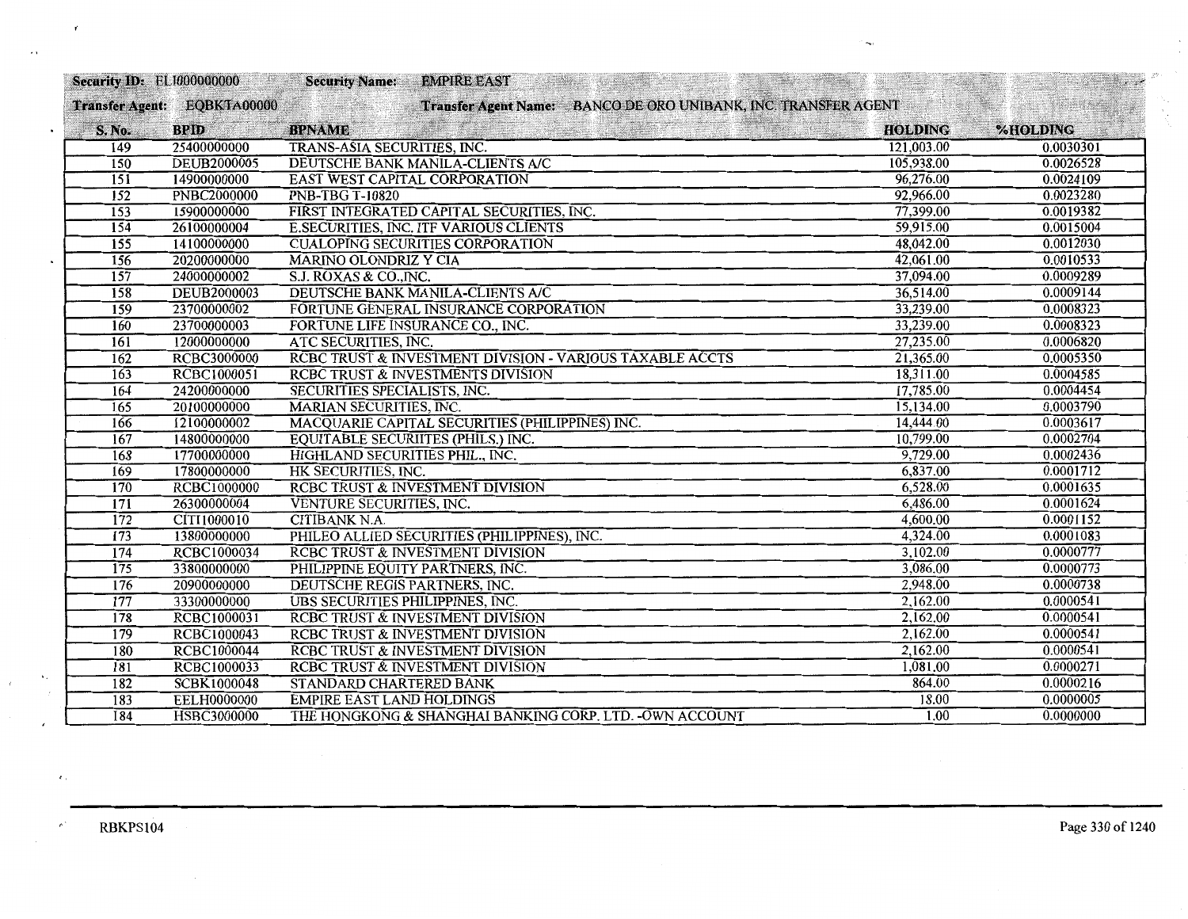**Security ID:** EL1000000000 **Security Name:** EMPIRE EAST

**Transfer Agent:** EQBKTA00000 **Transfer Agent Name:** BANCO DE ORO UNIBANK, INC. TRANSFER AGENT

| S. No. | BPID | BPNAME | HOLDING | %HOLDING |
|---|---|---|---|---|
| 149 | 25400000000 | TRANS-ASIA SECURITIES, INC. | 121,003.00 | 0.0030301 |
| 150 | DEUB2000005 | DEUTSCHE BANK MANILA-CLIENTS A/C | 105,938.00 | 0.0026528 |
| 151 | 14900000000 | EAST WEST CAPITAL CORPORATION | 96,276.00 | 0.0024109 |
| 152 | PNBC2000000 | PNB-TBG T-10820 | 92,966.00 | 0.0023280 |
| 153 | 15900000000 | FIRST INTEGRATED CAPITAL SECURITIES, INC. | 77,399.00 | 0.0019382 |
| 154 | 26100000004 | E.SECURITIES, INC. ITF VARIOUS CLIENTS | 59,915.00 | 0.0015004 |
| 155 | 14100000000 | CUALOPING SECURITIES CORPORATION | 48,042.00 | 0.0012030 |
| 156 | 20200000000 | MARINO OLONDRIZ Y CIA | 42,061.00 | 0.0010533 |
| 157 | 24000000002 | S.J. ROXAS & CO.,INC. | 37,094.00 | 0.0009289 |
| 158 | DEUB2000003 | DEUTSCHE BANK MANILA-CLIENTS A/C | 36,514.00 | 0.0009144 |
| 159 | 23700000002 | FORTUNE GENERAL INSURANCE CORPORATION | 33,239.00 | 0.0008323 |
| 160 | 23700000003 | FORTUNE LIFE INSURANCE CO., INC. | 33,239.00 | 0.0008323 |
| 161 | 12000000000 | ATC SECURITIES, INC. | 27,235.00 | 0.0006820 |
| 162 | RCBC3000000 | RCBC TRUST & INVESTMENT DIVISION - VARIOUS TAXABLE ACCTS | 21,365.00 | 0.0005350 |
| 163 | RCBC1000051 | RCBC TRUST & INVESTMENTS DIVISION | 18,311.00 | 0.0004585 |
| 164 | 24200000000 | SECURITIES SPECIALISTS, INC. | 17,785.00 | 0.0004454 |
| 165 | 20100000000 | MARIAN SECURITIES, INC. | 15,134.00 | 0.0003790 |
| 166 | 12100000002 | MACQUARIE CAPITAL SECURITIES (PHILIPPINES) INC. | 14,444.00 | 0.0003617 |
| 167 | 14800000000 | EQUITABLE SECURIITES (PHILS.) INC. | 10,799.00 | 0.0002704 |
| 168 | 17700000000 | HIGHLAND SECURITIES PHIL., INC. | 9,729.00 | 0.0002436 |
| 169 | 17800000000 | HK SECURITIES, INC. | 6,837.00 | 0.0001712 |
| 170 | RCBC1000000 | RCBC TRUST & INVESTMENT DIVISION | 6,528.00 | 0.0001635 |
| 171 | 26300000004 | VENTURE SECURITIES, INC. | 6,486.00 | 0.0001624 |
| 172 | CITI1000010 | CITIBANK N.A. | 4,600.00 | 0.0001152 |
| 173 | 13800000000 | PHILEO ALLIED SECURITIES (PHILIPPINES), INC. | 4,324.00 | 0.0001083 |
| 174 | RCBC1000034 | RCBC TRUST & INVESTMENT DIVISION | 3,102.00 | 0.0000777 |
| 175 | 33800000000 | PHILIPPINE EQUITY PARTNERS, INC. | 3,086.00 | 0.0000773 |
| 176 | 20900000000 | DEUTSCHE REGIS PARTNERS, INC. | 2,948.00 | 0.0000738 |
| 177 | 33300000000 | UBS SECURITIES PHILIPPINES, INC. | 2,162.00 | 0.0000541 |
| 178 | RCBC1000031 | RCBC TRUST & INVESTMENT DIVISION | 2,162.00 | 0.0000541 |
| 179 | RCBC1000043 | RCBC TRUST & INVESTMENT DIVISION | 2,162.00 | 0.0000541 |
| 180 | RCBC1000044 | RCBC TRUST & INVESTMENT DIVISION | 2,162.00 | 0.0000541 |
| 181 | RCBC1000033 | RCBC TRUST & INVESTMENT DIVISION | 1,081.00 | 0.0000271 |
| 182 | SCBK1000048 | STANDARD CHARTERED BANK | 864.00 | 0.0000216 |
| 183 | EELH0000000 | EMPIRE EAST LAND HOLDINGS | 18.00 | 0.0000005 |
| 184 | HSBC3000000 | THE HONGKONG & SHANGHAI BANKING CORP. LTD. -OWN ACCOUNT | 1.00 | 0.0000000 |

RBKPS104